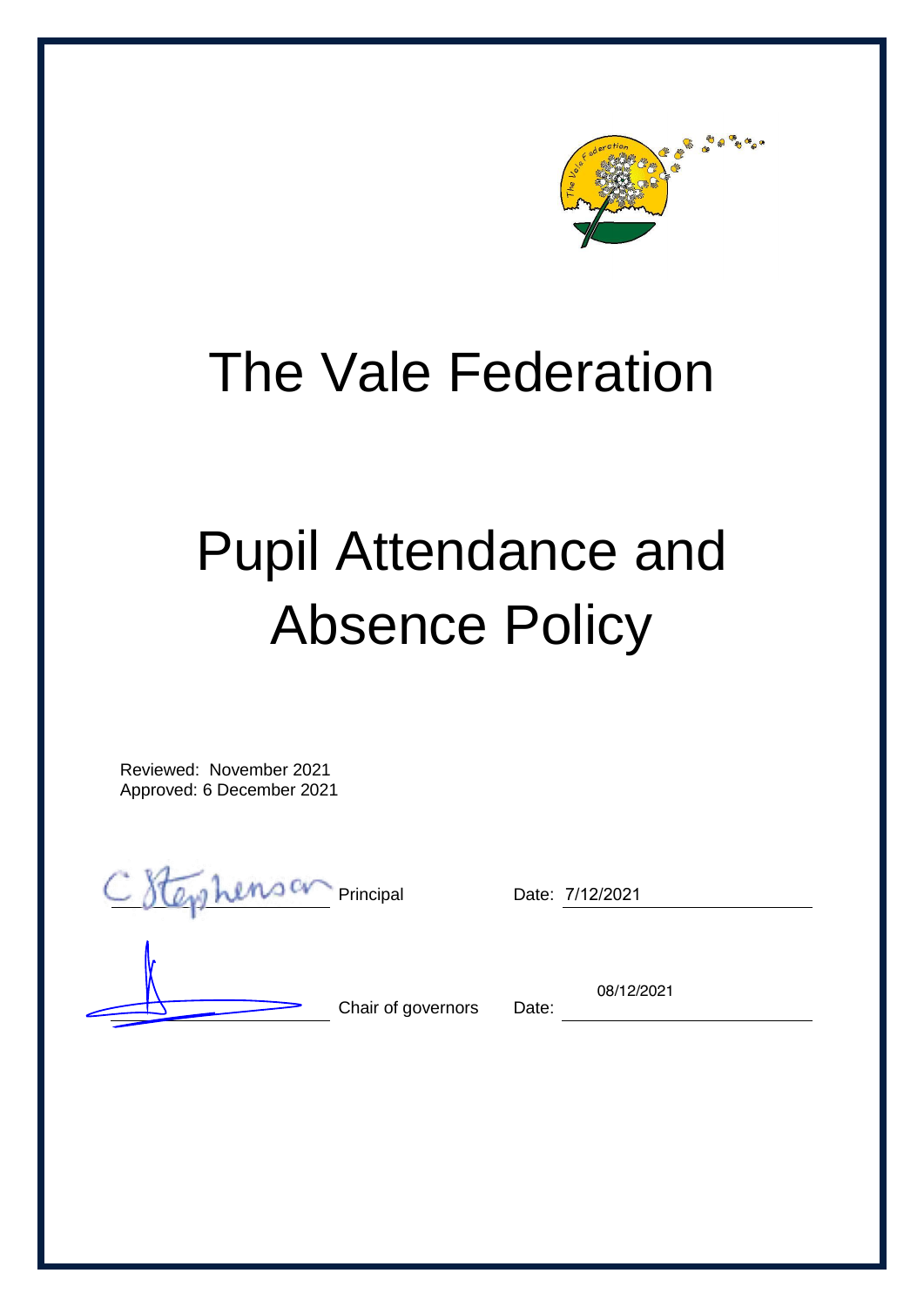# The Vale Federation

# Pupil Attendance and Absence Policy

Reviewed: November 2021
Approved: 6 December 2021

C Stephenson Principal Date: 7/12/2021

Chair of governors Date: 08/12/2021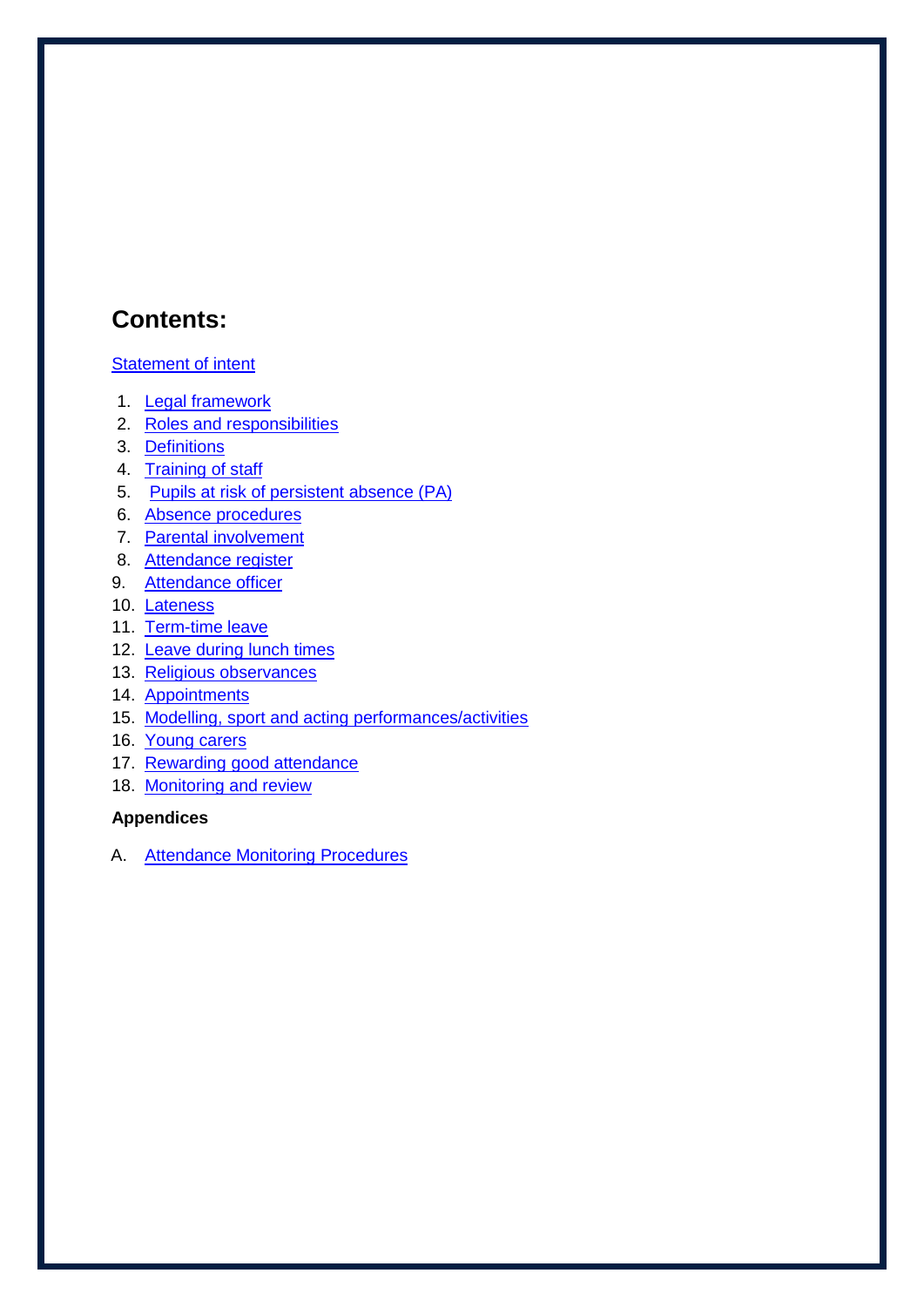## Contents:

[Statement of intent]

1. [Legal framework]
2. [Roles and responsibilities]
3. [Definitions]
4. [Training of staff]
5. [Pupils at risk of persistent absence (PA)]
6. [Absence procedures]
7. [Parental involvement]
8. [Attendance register]
9. [Attendance officer]
10. [Lateness]
11. [Term-time leave]
12. [Leave during lunch times]
13. [Religious observances]
14. [Appointments]
15. [Modelling, sport and acting performances/activities]
16. [Young carers]
17. [Rewarding good attendance]
18. [Monitoring and review]

**Appendices**

A. [Attendance Monitoring Procedures]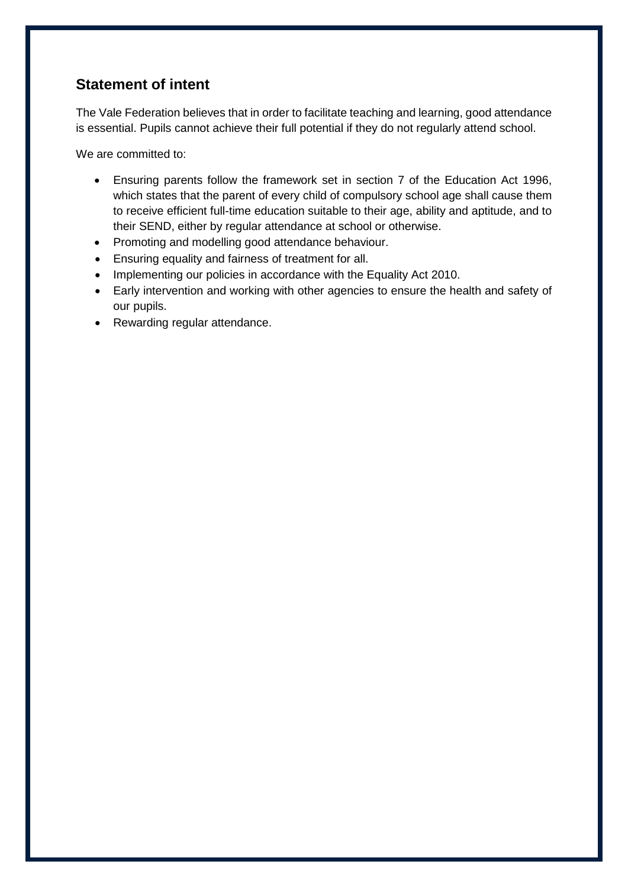## Statement of intent

The Vale Federation believes that in order to facilitate teaching and learning, good attendance is essential. Pupils cannot achieve their full potential if they do not regularly attend school.

We are committed to:

- Ensuring parents follow the framework set in section 7 of the Education Act 1996, which states that the parent of every child of compulsory school age shall cause them to receive efficient full-time education suitable to their age, ability and aptitude, and to their SEND, either by regular attendance at school or otherwise.
- Promoting and modelling good attendance behaviour.
- Ensuring equality and fairness of treatment for all.
- Implementing our policies in accordance with the Equality Act 2010.
- Early intervention and working with other agencies to ensure the health and safety of our pupils.
- Rewarding regular attendance.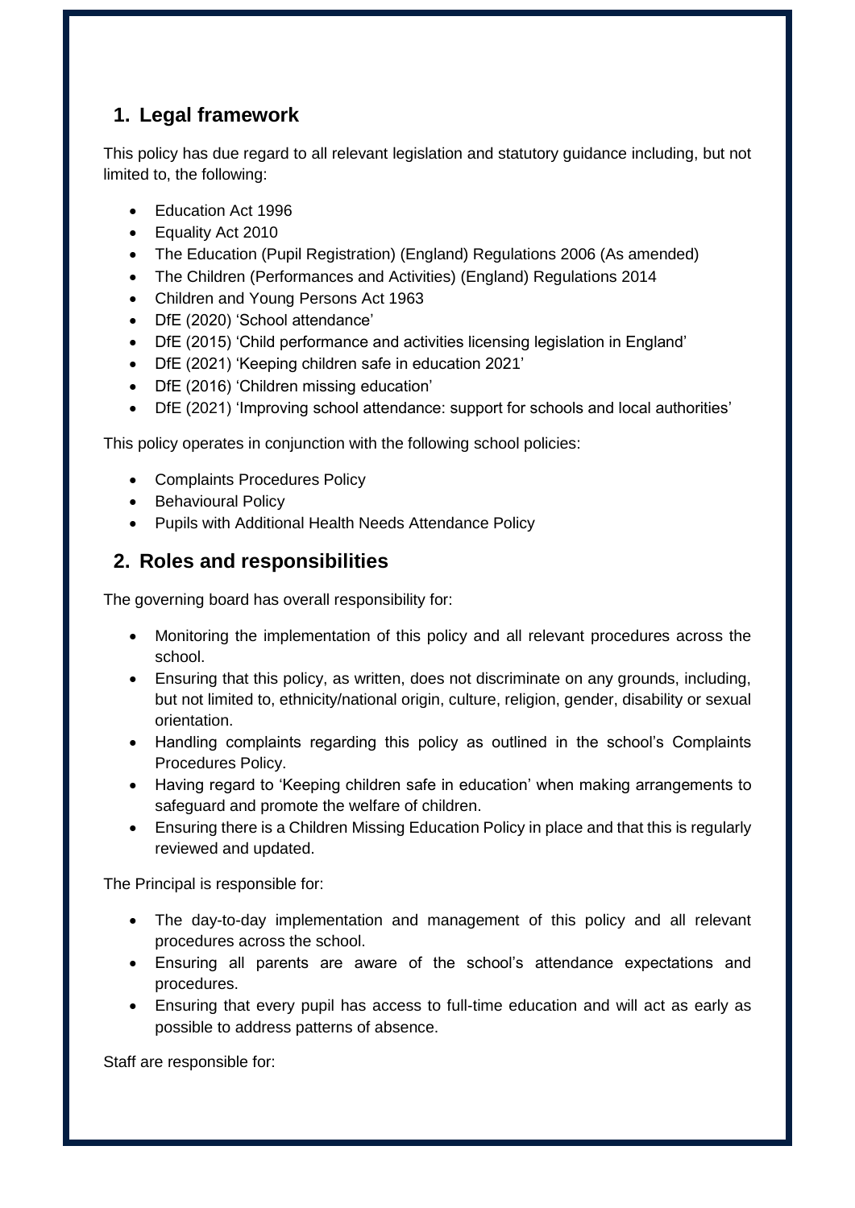## 1. Legal framework

This policy has due regard to all relevant legislation and statutory guidance including, but not limited to, the following:

- Education Act 1996
- Equality Act 2010
- The Education (Pupil Registration) (England) Regulations 2006 (As amended)
- The Children (Performances and Activities) (England) Regulations 2014
- Children and Young Persons Act 1963
- DfE (2020) 'School attendance'
- DfE (2015) 'Child performance and activities licensing legislation in England'
- DfE (2021) 'Keeping children safe in education 2021'
- DfE (2016) 'Children missing education'
- DfE (2021) 'Improving school attendance: support for schools and local authorities'

This policy operates in conjunction with the following school policies:

- Complaints Procedures Policy
- Behavioural Policy
- Pupils with Additional Health Needs Attendance Policy

## 2. Roles and responsibilities

The governing board has overall responsibility for:

- Monitoring the implementation of this policy and all relevant procedures across the school.
- Ensuring that this policy, as written, does not discriminate on any grounds, including, but not limited to, ethnicity/national origin, culture, religion, gender, disability or sexual orientation.
- Handling complaints regarding this policy as outlined in the school's Complaints Procedures Policy.
- Having regard to 'Keeping children safe in education' when making arrangements to safeguard and promote the welfare of children.
- Ensuring there is a Children Missing Education Policy in place and that this is regularly reviewed and updated.

The Principal is responsible for:

- The day-to-day implementation and management of this policy and all relevant procedures across the school.
- Ensuring all parents are aware of the school's attendance expectations and procedures.
- Ensuring that every pupil has access to full-time education and will act as early as possible to address patterns of absence.

Staff are responsible for: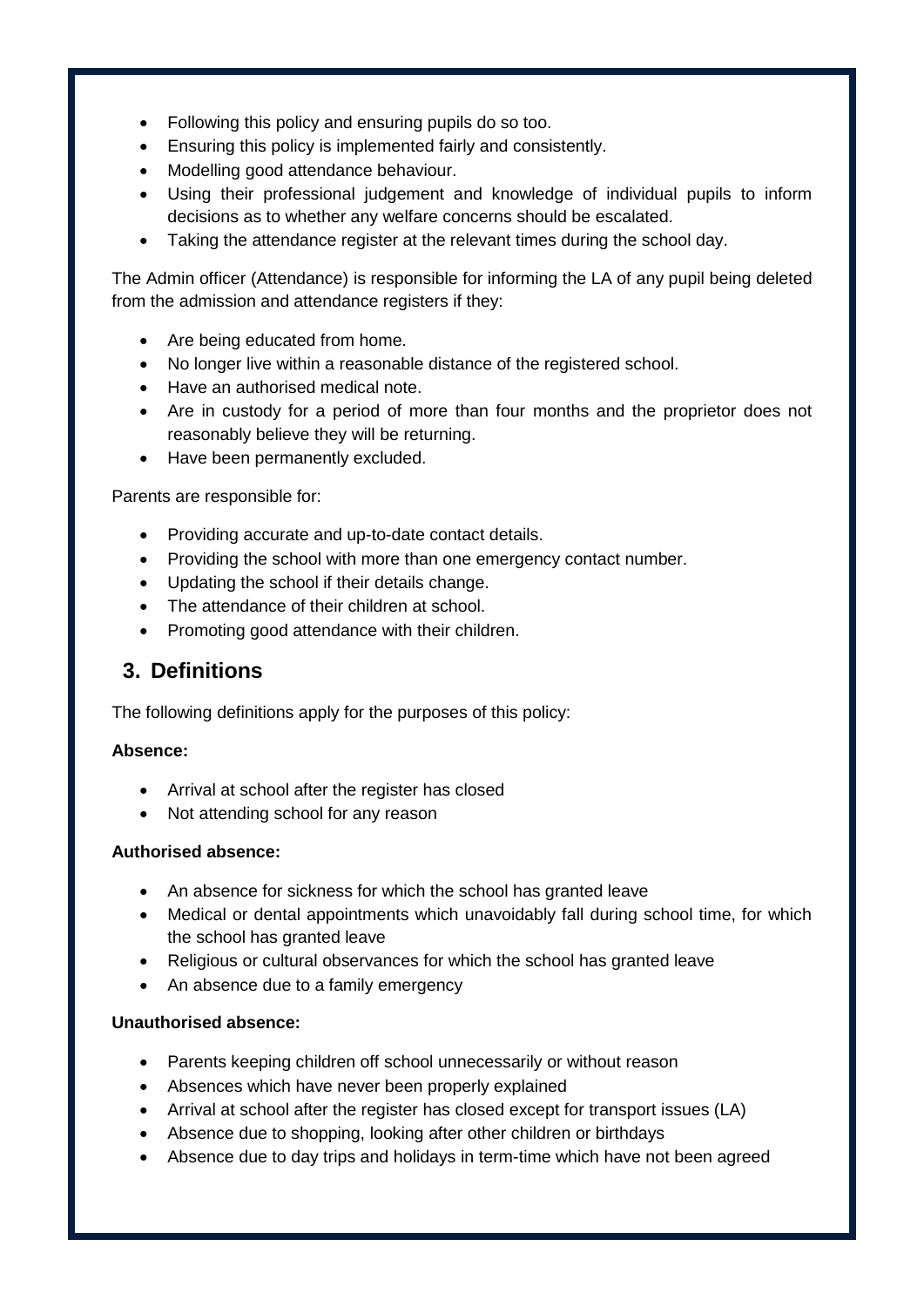- Following this policy and ensuring pupils do so too.
- Ensuring this policy is implemented fairly and consistently.
- Modelling good attendance behaviour.
- Using their professional judgement and knowledge of individual pupils to inform decisions as to whether any welfare concerns should be escalated.
- Taking the attendance register at the relevant times during the school day.

The Admin officer (Attendance) is responsible for informing the LA of any pupil being deleted from the admission and attendance registers if they:

- Are being educated from home.
- No longer live within a reasonable distance of the registered school.
- Have an authorised medical note.
- Are in custody for a period of more than four months and the proprietor does not reasonably believe they will be returning.
- Have been permanently excluded.

Parents are responsible for:

- Providing accurate and up-to-date contact details.
- Providing the school with more than one emergency contact number.
- Updating the school if their details change.
- The attendance of their children at school.
- Promoting good attendance with their children.

## 3. Definitions

The following definitions apply for the purposes of this policy:

**Absence:**

- Arrival at school after the register has closed
- Not attending school for any reason

**Authorised absence:**

- An absence for sickness for which the school has granted leave
- Medical or dental appointments which unavoidably fall during school time, for which the school has granted leave
- Religious or cultural observances for which the school has granted leave
- An absence due to a family emergency

**Unauthorised absence:**

- Parents keeping children off school unnecessarily or without reason
- Absences which have never been properly explained
- Arrival at school after the register has closed except for transport issues (LA)
- Absence due to shopping, looking after other children or birthdays
- Absence due to day trips and holidays in term-time which have not been agreed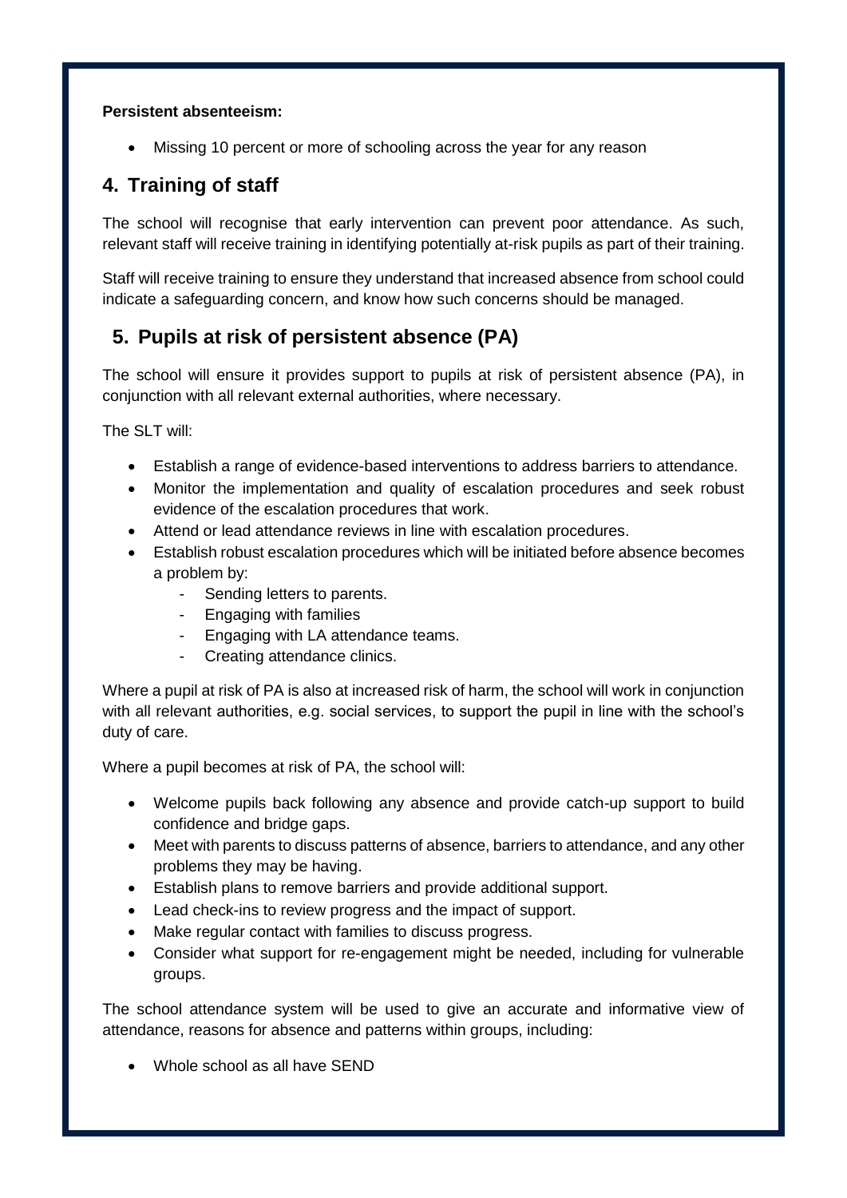**Persistent absenteeism:**

- Missing 10 percent or more of schooling across the year for any reason

## 4. Training of staff

The school will recognise that early intervention can prevent poor attendance. As such, relevant staff will receive training in identifying potentially at-risk pupils as part of their training.

Staff will receive training to ensure they understand that increased absence from school could indicate a safeguarding concern, and know how such concerns should be managed.

## 5. Pupils at risk of persistent absence (PA)

The school will ensure it provides support to pupils at risk of persistent absence (PA), in conjunction with all relevant external authorities, where necessary.

The SLT will:

- Establish a range of evidence-based interventions to address barriers to attendance.
- Monitor the implementation and quality of escalation procedures and seek robust evidence of the escalation procedures that work.
- Attend or lead attendance reviews in line with escalation procedures.
- Establish robust escalation procedures which will be initiated before absence becomes a problem by:
  - Sending letters to parents.
  - Engaging with families
  - Engaging with LA attendance teams.
  - Creating attendance clinics.

Where a pupil at risk of PA is also at increased risk of harm, the school will work in conjunction with all relevant authorities, e.g. social services, to support the pupil in line with the school's duty of care.

Where a pupil becomes at risk of PA, the school will:

- Welcome pupils back following any absence and provide catch-up support to build confidence and bridge gaps.
- Meet with parents to discuss patterns of absence, barriers to attendance, and any other problems they may be having.
- Establish plans to remove barriers and provide additional support.
- Lead check-ins to review progress and the impact of support.
- Make regular contact with families to discuss progress.
- Consider what support for re-engagement might be needed, including for vulnerable groups.

The school attendance system will be used to give an accurate and informative view of attendance, reasons for absence and patterns within groups, including:

- Whole school as all have SEND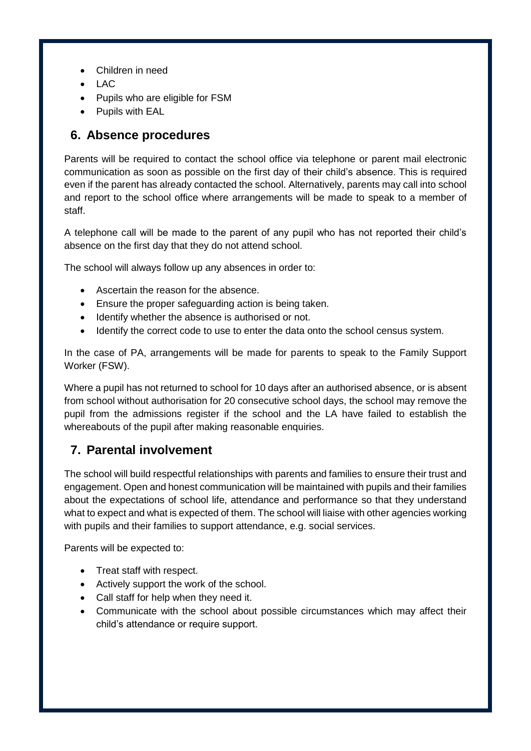- Children in need
- LAC
- Pupils who are eligible for FSM
- Pupils with EAL

## 6. Absence procedures

Parents will be required to contact the school office via telephone or parent mail electronic communication as soon as possible on the first day of their child's absence. This is required even if the parent has already contacted the school. Alternatively, parents may call into school and report to the school office where arrangements will be made to speak to a member of staff.

A telephone call will be made to the parent of any pupil who has not reported their child's absence on the first day that they do not attend school.

The school will always follow up any absences in order to:

- Ascertain the reason for the absence.
- Ensure the proper safeguarding action is being taken.
- Identify whether the absence is authorised or not.
- Identify the correct code to use to enter the data onto the school census system.

In the case of PA, arrangements will be made for parents to speak to the Family Support Worker (FSW).

Where a pupil has not returned to school for 10 days after an authorised absence, or is absent from school without authorisation for 20 consecutive school days, the school may remove the pupil from the admissions register if the school and the LA have failed to establish the whereabouts of the pupil after making reasonable enquiries.

## 7. Parental involvement

The school will build respectful relationships with parents and families to ensure their trust and engagement. Open and honest communication will be maintained with pupils and their families about the expectations of school life, attendance and performance so that they understand what to expect and what is expected of them. The school will liaise with other agencies working with pupils and their families to support attendance, e.g. social services.

Parents will be expected to:

- Treat staff with respect.
- Actively support the work of the school.
- Call staff for help when they need it.
- Communicate with the school about possible circumstances which may affect their child's attendance or require support.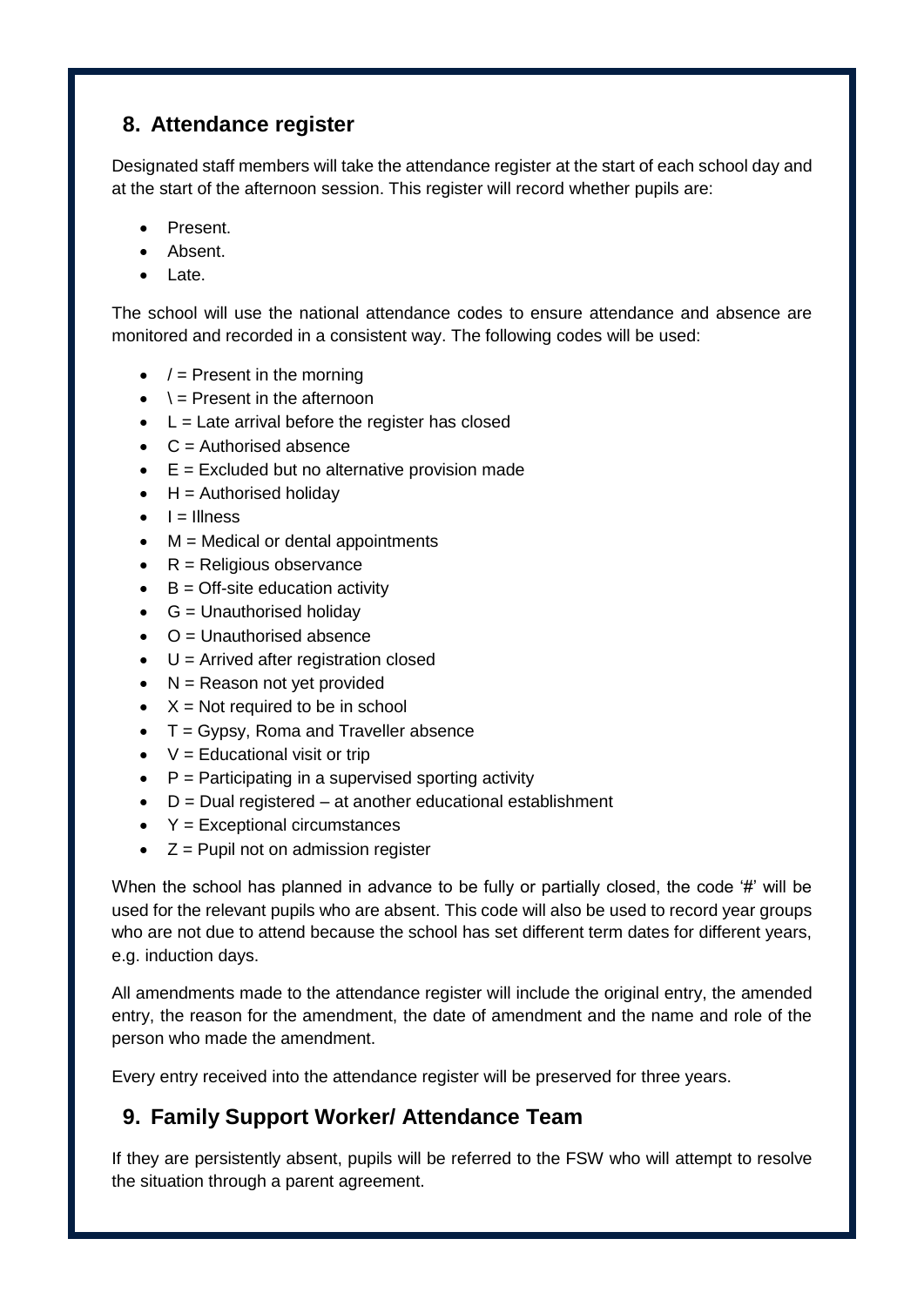## 8. Attendance register

Designated staff members will take the attendance register at the start of each school day and at the start of the afternoon session. This register will record whether pupils are:

- Present.
- Absent.
- Late.

The school will use the national attendance codes to ensure attendance and absence are monitored and recorded in a consistent way. The following codes will be used:

- / = Present in the morning
- \ = Present in the afternoon
- L = Late arrival before the register has closed
- C = Authorised absence
- E = Excluded but no alternative provision made
- H = Authorised holiday
- I = Illness
- M = Medical or dental appointments
- R = Religious observance
- B = Off-site education activity
- G = Unauthorised holiday
- O = Unauthorised absence
- U = Arrived after registration closed
- N = Reason not yet provided
- X = Not required to be in school
- T = Gypsy, Roma and Traveller absence
- V = Educational visit or trip
- P = Participating in a supervised sporting activity
- D = Dual registered – at another educational establishment
- Y = Exceptional circumstances
- Z = Pupil not on admission register

When the school has planned in advance to be fully or partially closed, the code '#' will be used for the relevant pupils who are absent. This code will also be used to record year groups who are not due to attend because the school has set different term dates for different years, e.g. induction days.

All amendments made to the attendance register will include the original entry, the amended entry, the reason for the amendment, the date of amendment and the name and role of the person who made the amendment.

Every entry received into the attendance register will be preserved for three years.

## 9. Family Support Worker/ Attendance Team

If they are persistently absent, pupils will be referred to the FSW who will attempt to resolve the situation through a parent agreement.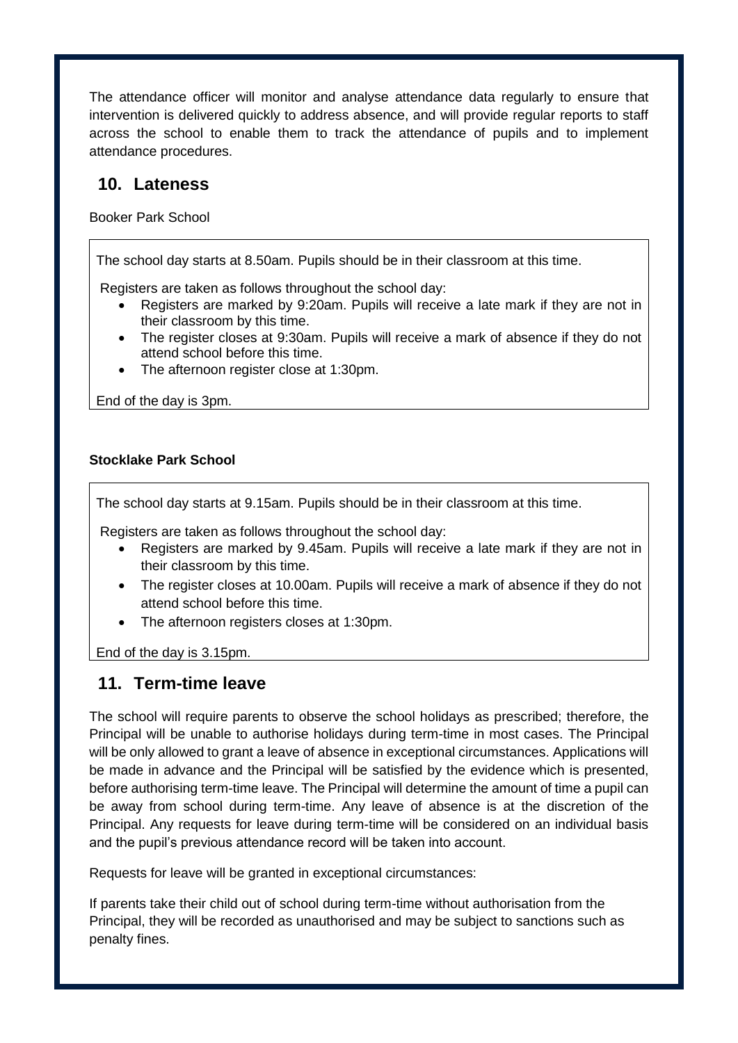The attendance officer will monitor and analyse attendance data regularly to ensure that intervention is delivered quickly to address absence, and will provide regular reports to staff across the school to enable them to track the attendance of pupils and to implement attendance procedures.

## 10. Lateness

Booker Park School

The school day starts at 8.50am. Pupils should be in their classroom at this time.

Registers are taken as follows throughout the school day:

- Registers are marked by 9:20am. Pupils will receive a late mark if they are not in their classroom by this time.
- The register closes at 9:30am. Pupils will receive a mark of absence if they do not attend school before this time.
- The afternoon register close at 1:30pm.

End of the day is 3pm.

**Stocklake Park School**

The school day starts at 9.15am. Pupils should be in their classroom at this time.

Registers are taken as follows throughout the school day:

- Registers are marked by 9.45am. Pupils will receive a late mark if they are not in their classroom by this time.
- The register closes at 10.00am. Pupils will receive a mark of absence if they do not attend school before this time.
- The afternoon registers closes at 1:30pm.

End of the day is 3.15pm.

## 11. Term-time leave

The school will require parents to observe the school holidays as prescribed; therefore, the Principal will be unable to authorise holidays during term-time in most cases. The Principal will be only allowed to grant a leave of absence in exceptional circumstances. Applications will be made in advance and the Principal will be satisfied by the evidence which is presented, before authorising term-time leave. The Principal will determine the amount of time a pupil can be away from school during term-time. Any leave of absence is at the discretion of the Principal. Any requests for leave during term-time will be considered on an individual basis and the pupil's previous attendance record will be taken into account.

Requests for leave will be granted in exceptional circumstances:

If parents take their child out of school during term-time without authorisation from the Principal, they will be recorded as unauthorised and may be subject to sanctions such as penalty fines.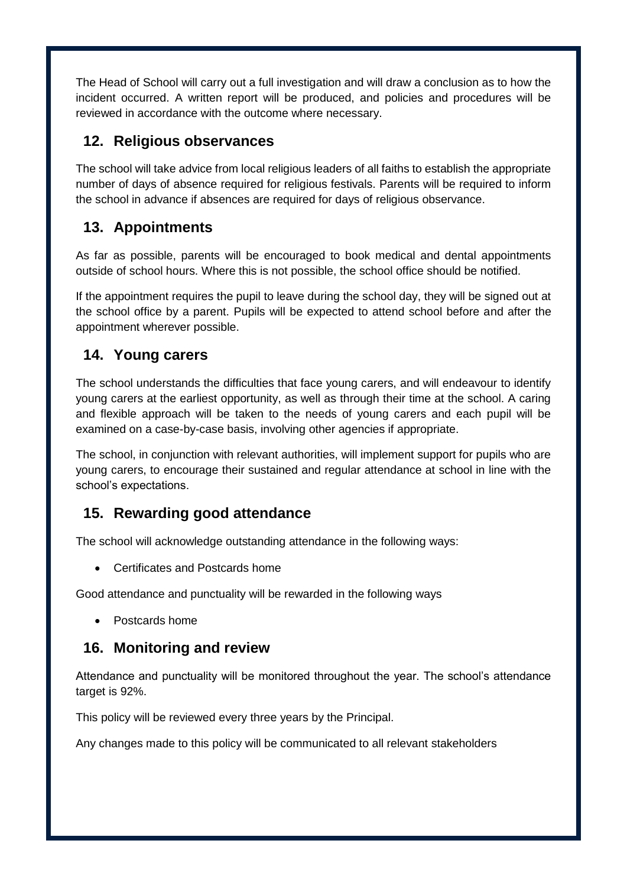The Head of School will carry out a full investigation and will draw a conclusion as to how the incident occurred. A written report will be produced, and policies and procedures will be reviewed in accordance with the outcome where necessary.

## 12. Religious observances

The school will take advice from local religious leaders of all faiths to establish the appropriate number of days of absence required for religious festivals. Parents will be required to inform the school in advance if absences are required for days of religious observance.

## 13. Appointments

As far as possible, parents will be encouraged to book medical and dental appointments outside of school hours. Where this is not possible, the school office should be notified.

If the appointment requires the pupil to leave during the school day, they will be signed out at the school office by a parent. Pupils will be expected to attend school before and after the appointment wherever possible.

## 14. Young carers

The school understands the difficulties that face young carers, and will endeavour to identify young carers at the earliest opportunity, as well as through their time at the school. A caring and flexible approach will be taken to the needs of young carers and each pupil will be examined on a case-by-case basis, involving other agencies if appropriate.

The school, in conjunction with relevant authorities, will implement support for pupils who are young carers, to encourage their sustained and regular attendance at school in line with the school's expectations.

## 15. Rewarding good attendance

The school will acknowledge outstanding attendance in the following ways:

- Certificates and Postcards home

Good attendance and punctuality will be rewarded in the following ways

- Postcards home

## 16. Monitoring and review

Attendance and punctuality will be monitored throughout the year. The school's attendance target is 92%.

This policy will be reviewed every three years by the Principal.

Any changes made to this policy will be communicated to all relevant stakeholders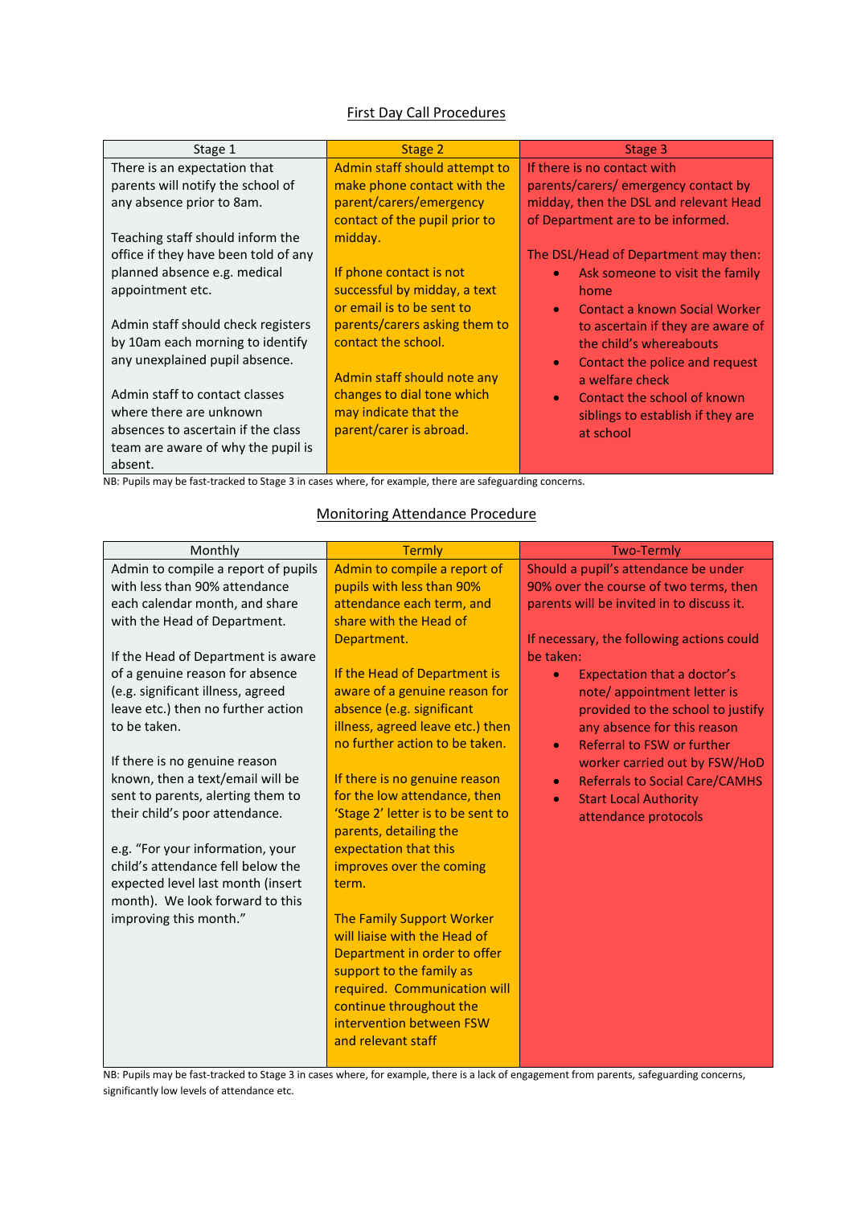## First Day Call Procedures

| Stage 1 | Stage 2 | Stage 3 |
|---|---|---|
| There is an expectation that parents will notify the school of any absence prior to 8am.<br><br>Teaching staff should inform the office if they have been told of any planned absence e.g. medical appointment etc.<br><br>Admin staff should check registers by 10am each morning to identify any unexplained pupil absence.<br><br>Admin staff to contact classes where there are unknown absences to ascertain if the class team are aware of why the pupil is absent. | Admin staff should attempt to make phone contact with the parent/carers/emergency contact of the pupil prior to midday.<br><br>If phone contact is not successful by midday, a text or email is to be sent to parents/carers asking them to contact the school.<br><br>Admin staff should note any changes to dial tone which may indicate that the parent/carer is abroad. | If there is no contact with parents/carers/ emergency contact by midday, then the DSL and relevant Head of Department are to be informed.<br><br>The DSL/Head of Department may then:<br>• Ask someone to visit the family home<br>• Contact a known Social Worker to ascertain if they are aware of the child's whereabouts<br>• Contact the police and request a welfare check<br>• Contact the school of known siblings to establish if they are at school |

NB: Pupils may be fast-tracked to Stage 3 in cases where, for example, there are safeguarding concerns.

## Monitoring Attendance Procedure

| Monthly | Termly | Two-Termly |
|---|---|---|
| Admin to compile a report of pupils with less than 90% attendance each calendar month, and share with the Head of Department.<br><br>If the Head of Department is aware of a genuine reason for absence (e.g. significant illness, agreed leave etc.) then no further action to be taken.<br><br>If there is no genuine reason known, then a text/email will be sent to parents, alerting them to their child's poor attendance.<br><br>e.g. "For your information, your child's attendance fell below the expected level last month (insert month). We look forward to this improving this month." | Admin to compile a report of pupils with less than 90% attendance each term, and share with the Head of Department.<br><br>If the Head of Department is aware of a genuine reason for absence (e.g. significant illness, agreed leave etc.) then no further action to be taken.<br><br>If there is no genuine reason for the low attendance, then 'Stage 2' letter is to be sent to parents, detailing the expectation that this improves over the coming term.<br><br>The Family Support Worker will liaise with the Head of Department in order to offer support to the family as required. Communication will continue throughout the intervention between FSW and relevant staff | Should a pupil's attendance be under 90% over the course of two terms, then parents will be invited in to discuss it.<br><br>If necessary, the following actions could be taken:<br>• Expectation that a doctor's note/ appointment letter is provided to the school to justify any absence for this reason<br>• Referral to FSW or further worker carried out by FSW/HoD<br>• Referrals to Social Care/CAMHS<br>• Start Local Authority attendance protocols |

NB: Pupils may be fast-tracked to Stage 3 in cases where, for example, there is a lack of engagement from parents, safeguarding concerns, significantly low levels of attendance etc.